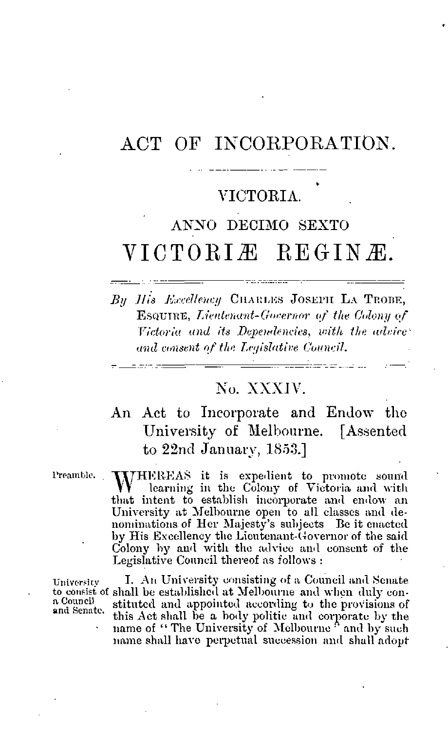# ACT OF INCORPORATION.

## VICTORIA.

### ANNO DECIMO SEXTO

# VICTORIÆ REGINÆ.

*By His Excellency* CHARLES JOSEPH LA TROBE, ESQUIRE, *Lieutenant-Governor of the Colony of Victoria and its Dependencies, with the advice and consent of the Legislative Council.*

## No. XXXIV.

### An Act to Incorporate and Endow the University of Melbourne. [Assented to 22nd January, 1853.]

Preamble.

WHEREAS it is expedient to promote sound learning in the Colony of Victoria and with that intent to establish incorporate and endow an University at Melbourne open to all classes and denominations of Her Majesty's subjects Be it enacted by His Excellency the Lieutenant-Governor of the said Colony by and with the advice and consent of the Legislative Council thereof as follows :

University to consist of a Council and Senate.

I. An University consisting of a Council and Senate shall be established at Melbourne and when duly constituted and appointed according to the provisions of this Act shall be a body politic and corporate by the name of "The University of Melbourne" and by such name shall have perpetual succession and shall adopt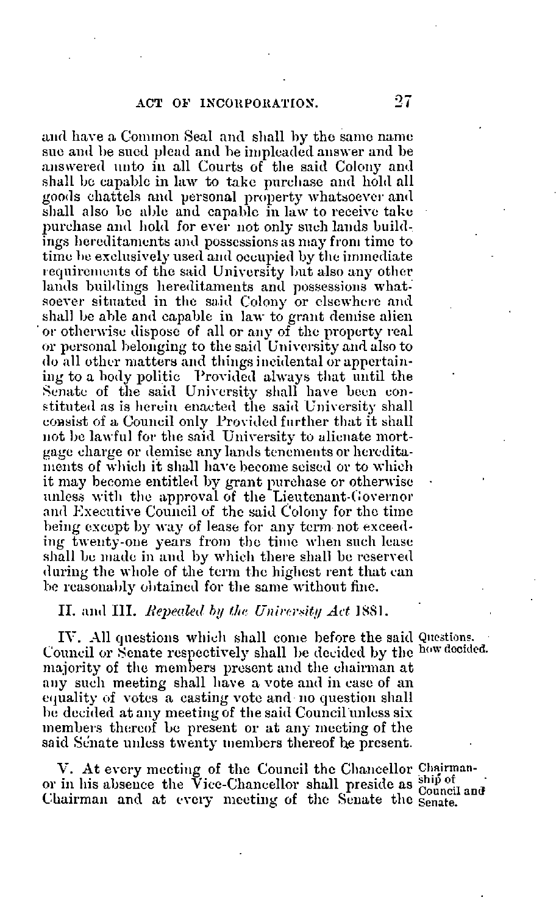and have a Common Seal and shall by the same name sue and be sued plead and be impleaded answer and be answered unto in all Courts of the said Colony and shall be capable in law to take purchase and hold all goods chattels and personal property whatsoever and shall also be able and capable in law to receive take purchase and hold for ever not only such lands buildings hereditaments and possessions as may from time to time be exclusively used and occupied by the immediate requirements of the said University but also any other lands buildings hereditaments and possessions whatsoever situated in the said Colony or elsewhere and shall be able and capable in law to grant demise alien or otherwise dispose of all or any of the property real or personal belonging to the said University and also to do all other matters and things incidental or appertaining to a body politic Provided always that until the Senate of the said University shall have been constituted as is herein enacted the said University shall consist of a Council only Provided further that it shall not be lawful for the said University to alienate mortgage charge or demise any lands tenements or hereditaments of which it shall have become seised or to which it may become entitled by grant purchase or otherwise unless with the approval of the Lieutenant-Governor and Executive Council of the said Colony for the time being except by way of lease for any term not exceeding twenty-one years from the time when such lease shall be made in and by which there shall be reserved during the whole of the term the highest rent that can be reasonably obtained for the same without fine.

II. and III. *Repealed by the University Act* 1881.

IV. All questions which shall come before the said Council or Senate respectively shall be decided by the majority of the members present and the chairman at any such meeting shall have a vote and in case of an equality of votes a casting vote and no question shall be decided at any meeting of the said Council unless six members thereof be present or at any meeting of the said Senate unless twenty members thereof be present.

*Questions, how decided.*

V. At every meeting of the Council the Chancellor or in his absence the Vice-Chancellor shall preside as Chairman and at every meeting of the Senate the

*Chairmanship of Council and Senate.*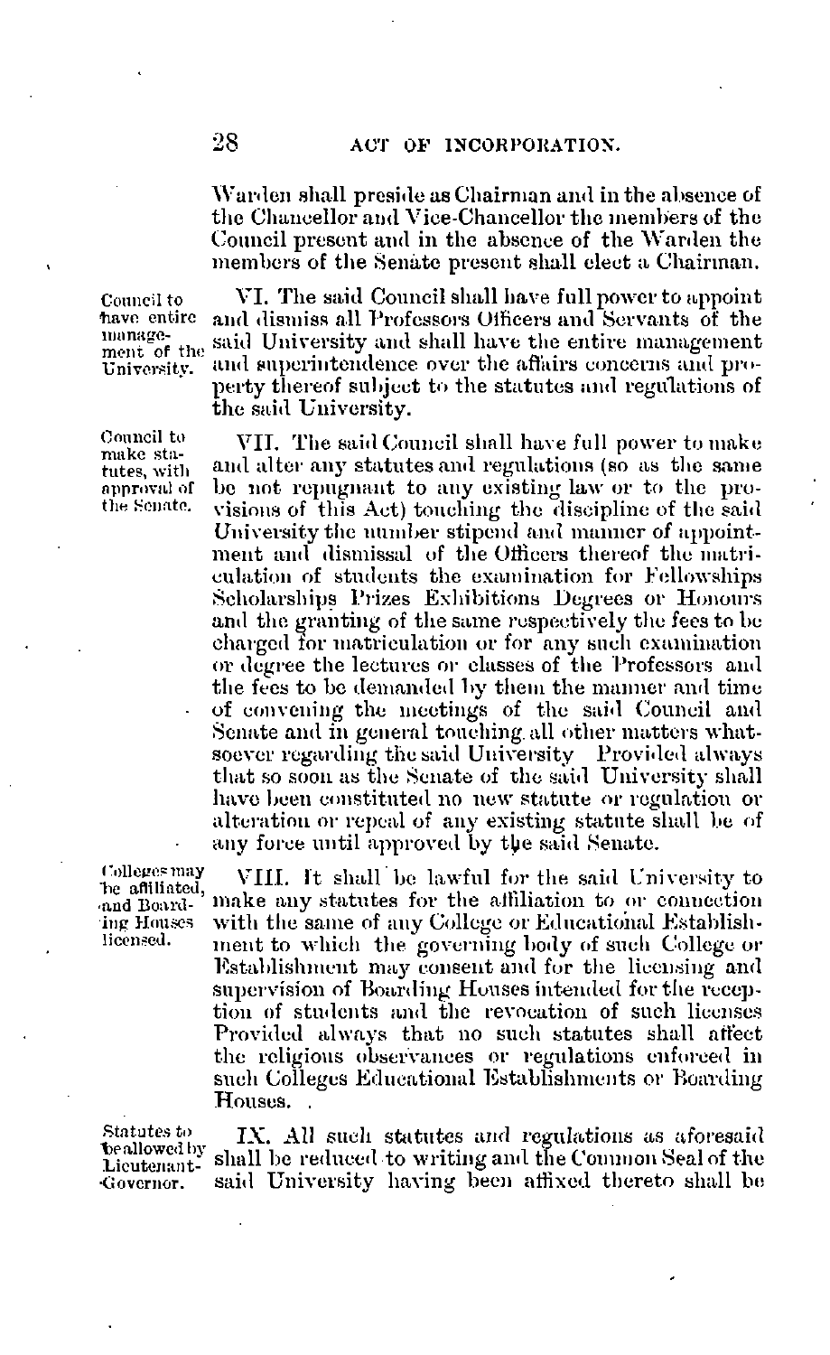Warden shall preside as Chairman and in the absence of the Chancellor and Vice-Chancellor the members of the Council present and in the absence of the Warden the members of the Senate present shall elect a Chairman.

*Council to have entire management of the University.*

VI. The said Council shall have full power to appoint and dismiss all Professors Officers and Servants of the said University and shall have the entire management and superintendence over the affairs concerns and property thereof subject to the statutes and regulations of the said University.

*Council to make statutes, with approval of the Senate.*

VII. The said Council shall have full power to make and alter any statutes and regulations (so as the same be not repugnant to any existing law or to the provisions of this Act) touching the discipline of the said University the number stipend and manner of appointment and dismissal of the Officers thereof the matriculation of students the examination for Fellowships Scholarships Prizes Exhibitions Degrees or Honours and the granting of the same respectively the fees to be charged for matriculation or for any such examination or degree the lectures or classes of the Professors and the fees to be demanded by them the manner and time of convening the meetings of the said Council and Senate and in general touching all other matters whatsoever regarding the said University Provided always that so soon as the Senate of the said University shall have been constituted no new statute or regulation or alteration or repeal of any existing statute shall be of any force until approved by the said Senate.

*Colleges may be affiliated, and Boarding Houses licensed.*

VIII. It shall be lawful for the said University to make any statutes for the affiliation to or connection with the same of any College or Educational Establishment to which the governing body of such College or Establishment may consent and for the licensing and supervision of Boarding Houses intended for the reception of students and the revocation of such licenses Provided always that no such statutes shall affect the religious observances or regulations enforced in such Colleges Educational Establishments or Boarding Houses.

*Statutes to be allowed by Lieutenant-Governor.*

IX. All such statutes and regulations as aforesaid shall be reduced to writing and the Common Seal of the said University having been affixed thereto shall be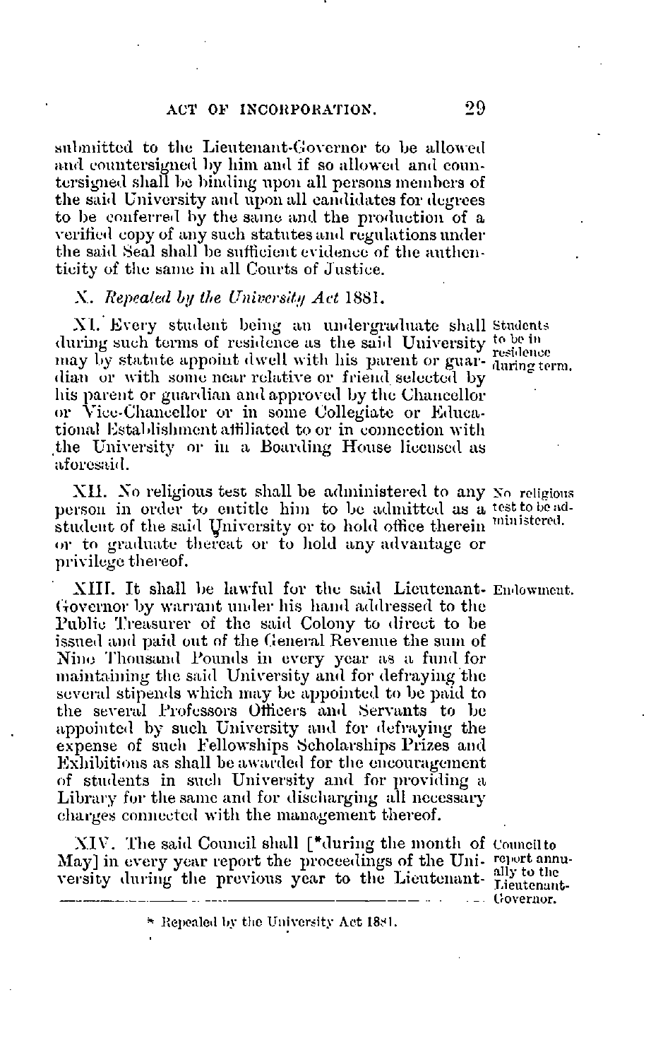submitted to the Lieutenant-Governor to be allowed and countersigned by him and if so allowed and countersigned shall be binding upon all persons members of the said University and upon all candidates for degrees to be conferred by the same and the production of a verified copy of any such statutes and regulations under the said Seal shall be sufficient evidence of the authenticity of the same in all Courts of Justice.

X. *Repealed by the University Act* 1881.

XI. Every student being an undergraduate shall during such terms of residence as the said University may by statute appoint dwell with his parent or guardian or with some near relative or friend selected by his parent or guardian and approved by the Chancellor or Vice-Chancellor or in some Collegiate or Educational Establishment affiliated to or in connection with the University or in a Boarding House licensed as aforesaid.

*Students to be in residence during term.*

XII. No religious test shall be administered to any person in order to entitle him to be admitted as a student of the said University or to hold office therein or to graduate thereat or to hold any advantage or privilege thereof.

*No religious test to be administered.*

XIII. It shall be lawful for the said Lieutenant-Governor by warrant under his hand addressed to the Public Treasurer of the said Colony to direct to be issued and paid out of the General Revenue the sum of Nine Thousand Pounds in every year as a fund for maintaining the said University and for defraying the several stipends which may be appointed to be paid to the several Professors Officers and Servants to be appointed by such University and for defraying the expense of such Fellowships Scholarships Prizes and Exhibitions as shall be awarded for the encouragement of students in such University and for providing a Library for the same and for discharging all necessary charges connected with the management thereof.

*Endowment.*

XIV. The said Council shall [*during the month of May] in every year report the proceedings of the University during the previous year to the Lieutenant-

*Council to report annually to the Lieutenant-Governor.*

\* Repealed by the University Act 1881.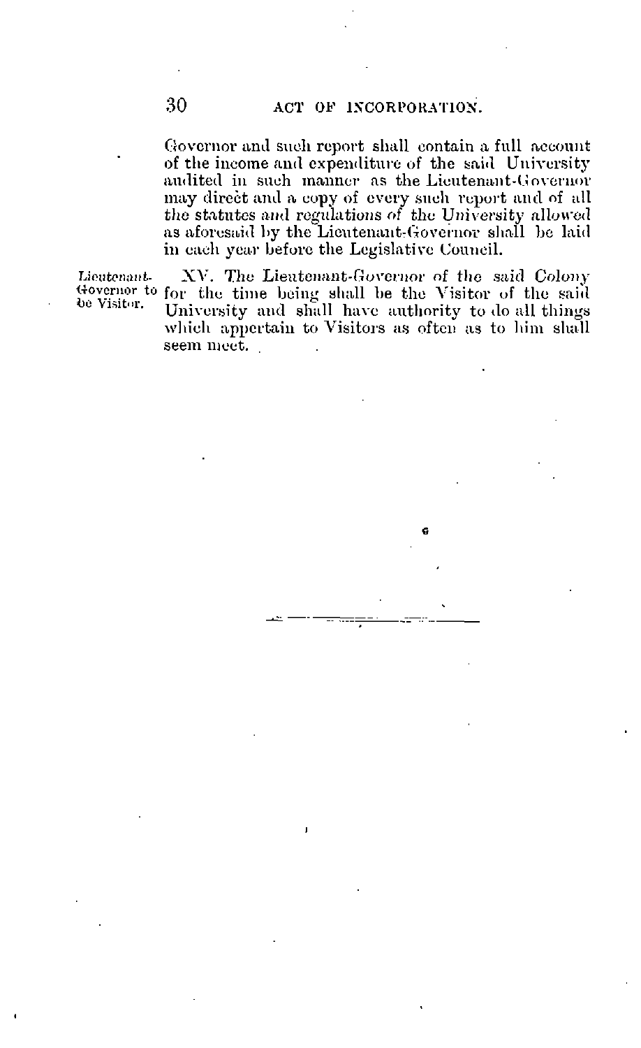Governor and such report shall contain a full account of the income and expenditure of the said University audited in such manner as the Lieutenant-Governor may direct and a copy of every such report and of all *the statutes and regulations of the University allowed* as aforesaid by the Lieutenant-Governor shall be laid in each year before the Legislative Council.

*Lieutenant-Governor to be Visitor.*

XV. The Lieutenant-Governor of the said *Colony* for the time being shall be the Visitor of the said University and shall have authority to do all things which appertain to Visitors as often as to him shall seem meet.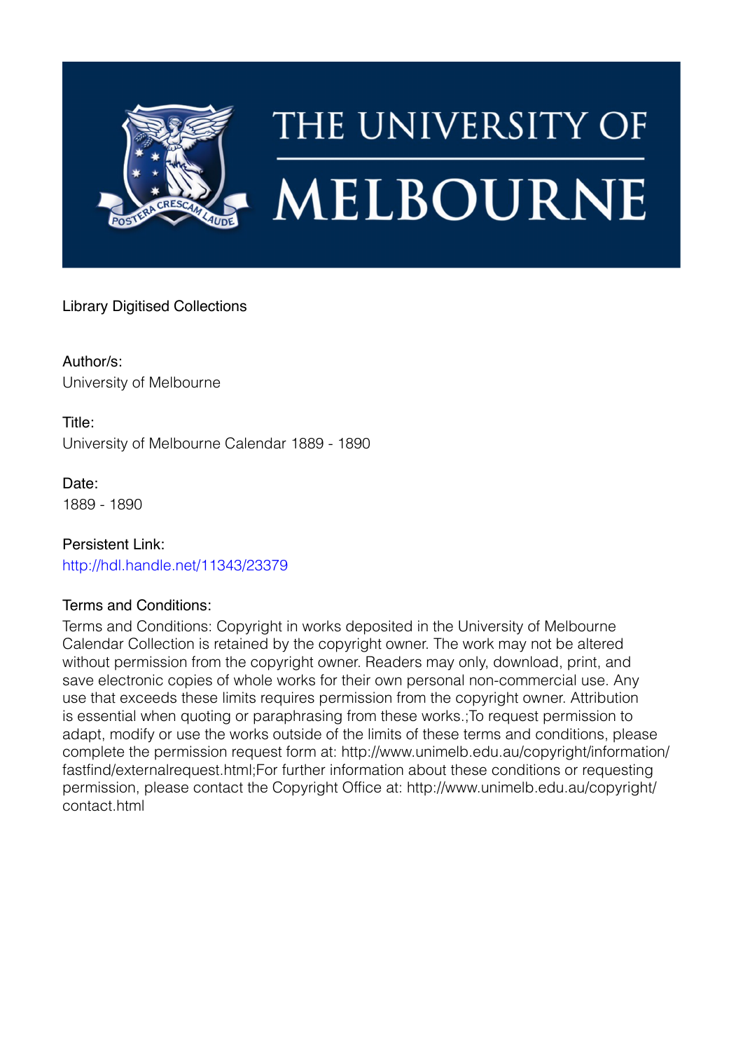# THE UNIVERSITY OF MELBOURNE

Library Digitised Collections

**Author/s:**
University of Melbourne

**Title:**
University of Melbourne Calendar 1889 - 1890

**Date:**
1889 - 1890

**Persistent Link:**
http://hdl.handle.net/11343/23379

**Terms and Conditions:**
Terms and Conditions: Copyright in works deposited in the University of Melbourne Calendar Collection is retained by the copyright owner. The work may not be altered without permission from the copyright owner. Readers may only, download, print, and save electronic copies of whole works for their own personal non-commercial use. Any use that exceeds these limits requires permission from the copyright owner. Attribution is essential when quoting or paraphrasing from these works.;To request permission to adapt, modify or use the works outside of the limits of these terms and conditions, please complete the permission request form at: http://www.unimelb.edu.au/copyright/information/fastfind/externalrequest.html;For further information about these conditions or requesting permission, please contact the Copyright Office at: http://www.unimelb.edu.au/copyright/contact.html